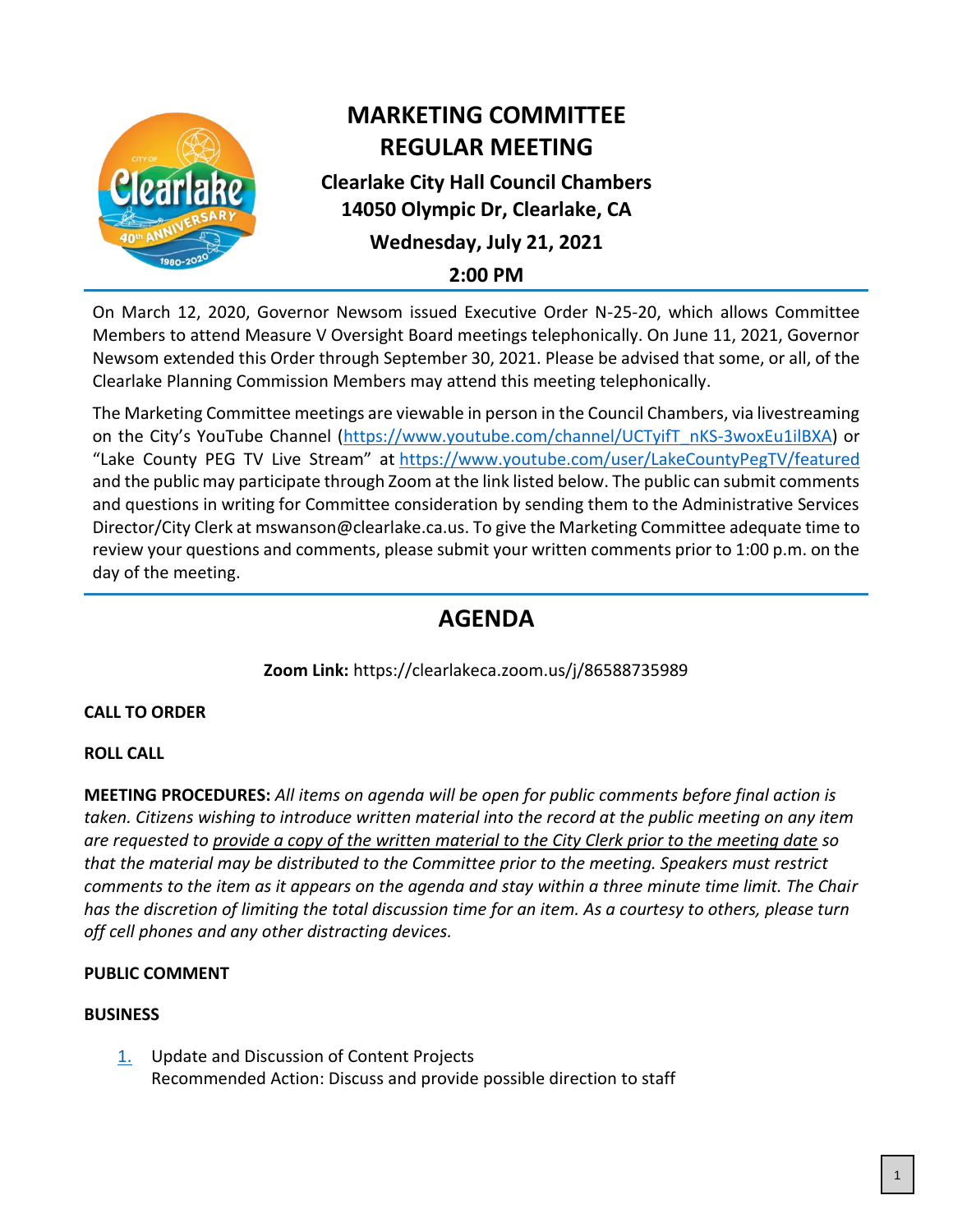# MARKETING COMMITTEE REGULAR MEETING

**Clearlake City Hall Council Chambers**
**14050 Olympic Dr, Clearlake, CA**

**Wednesday, July 21, 2021**

**2:00 PM**

On March 12, 2020, Governor Newsom issued Executive Order N-25-20, which allows Committee Members to attend Measure V Oversight Board meetings telephonically. On June 11, 2021, Governor Newsom extended this Order through September 30, 2021. Please be advised that some, or all, of the Clearlake Planning Commission Members may attend this meeting telephonically.

The Marketing Committee meetings are viewable in person in the Council Chambers, via livestreaming on the City's YouTube Channel (https://www.youtube.com/channel/UCTyifT_nKS-3woxEu1ilBXA) or "Lake County PEG TV Live Stream" at https://www.youtube.com/user/LakeCountyPegTV/featured and the public may participate through Zoom at the link listed below. The public can submit comments and questions in writing for Committee consideration by sending them to the Administrative Services Director/City Clerk at mswanson@clearlake.ca.us. To give the Marketing Committee adequate time to review your questions and comments, please submit your written comments prior to 1:00 p.m. on the day of the meeting.

## AGENDA

**Zoom Link:** https://clearlakeca.zoom.us/j/86588735989

**CALL TO ORDER**

**ROLL CALL**

**MEETING PROCEDURES:** *All items on agenda will be open for public comments before final action is taken. Citizens wishing to introduce written material into the record at the public meeting on any item are requested to provide a copy of the written material to the City Clerk prior to the meeting date so that the material may be distributed to the Committee prior to the meeting. Speakers must restrict comments to the item as it appears on the agenda and stay within a three minute time limit. The Chair has the discretion of limiting the total discussion time for an item. As a courtesy to others, please turn off cell phones and any other distracting devices.*

**PUBLIC COMMENT**

**BUSINESS**

1. Update and Discussion of Content Projects
   Recommended Action: Discuss and provide possible direction to staff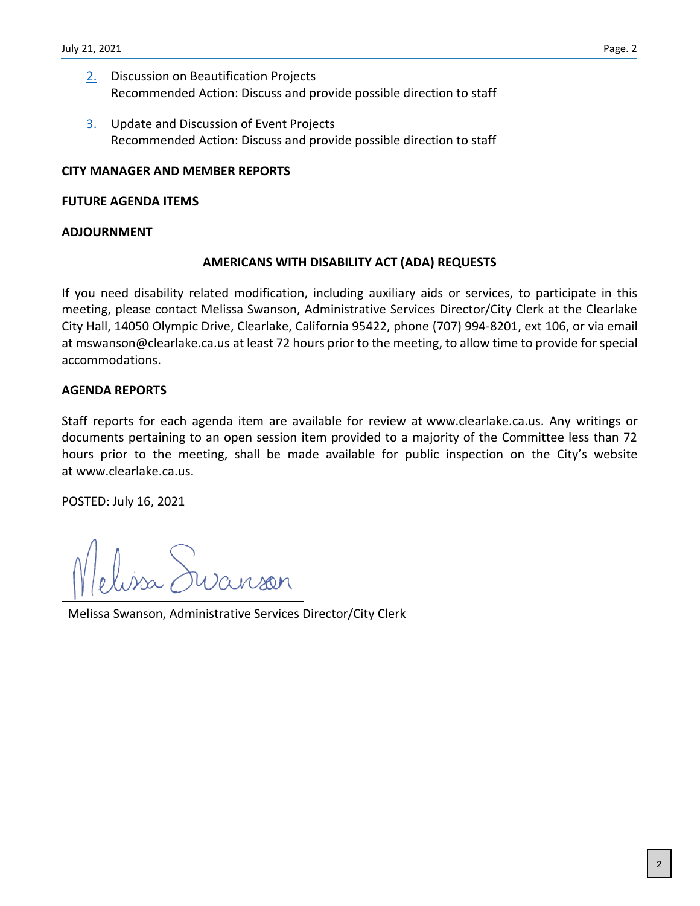2. Discussion on Beautification Projects
   Recommended Action: Discuss and provide possible direction to staff

3. Update and Discussion of Event Projects
   Recommended Action: Discuss and provide possible direction to staff

**CITY MANAGER AND MEMBER REPORTS**

**FUTURE AGENDA ITEMS**

**ADJOURNMENT**

**AMERICANS WITH DISABILITY ACT (ADA) REQUESTS**

If you need disability related modification, including auxiliary aids or services, to participate in this meeting, please contact Melissa Swanson, Administrative Services Director/City Clerk at the Clearlake City Hall, 14050 Olympic Drive, Clearlake, California 95422, phone (707) 994-8201, ext 106, or via email at mswanson@clearlake.ca.us at least 72 hours prior to the meeting, to allow time to provide for special accommodations.

**AGENDA REPORTS**

Staff reports for each agenda item are available for review at www.clearlake.ca.us. Any writings or documents pertaining to an open session item provided to a majority of the Committee less than 72 hours prior to the meeting, shall be made available for public inspection on the City's website at www.clearlake.ca.us.

POSTED: July 16, 2021

Melissa Swanson

Melissa Swanson, Administrative Services Director/City Clerk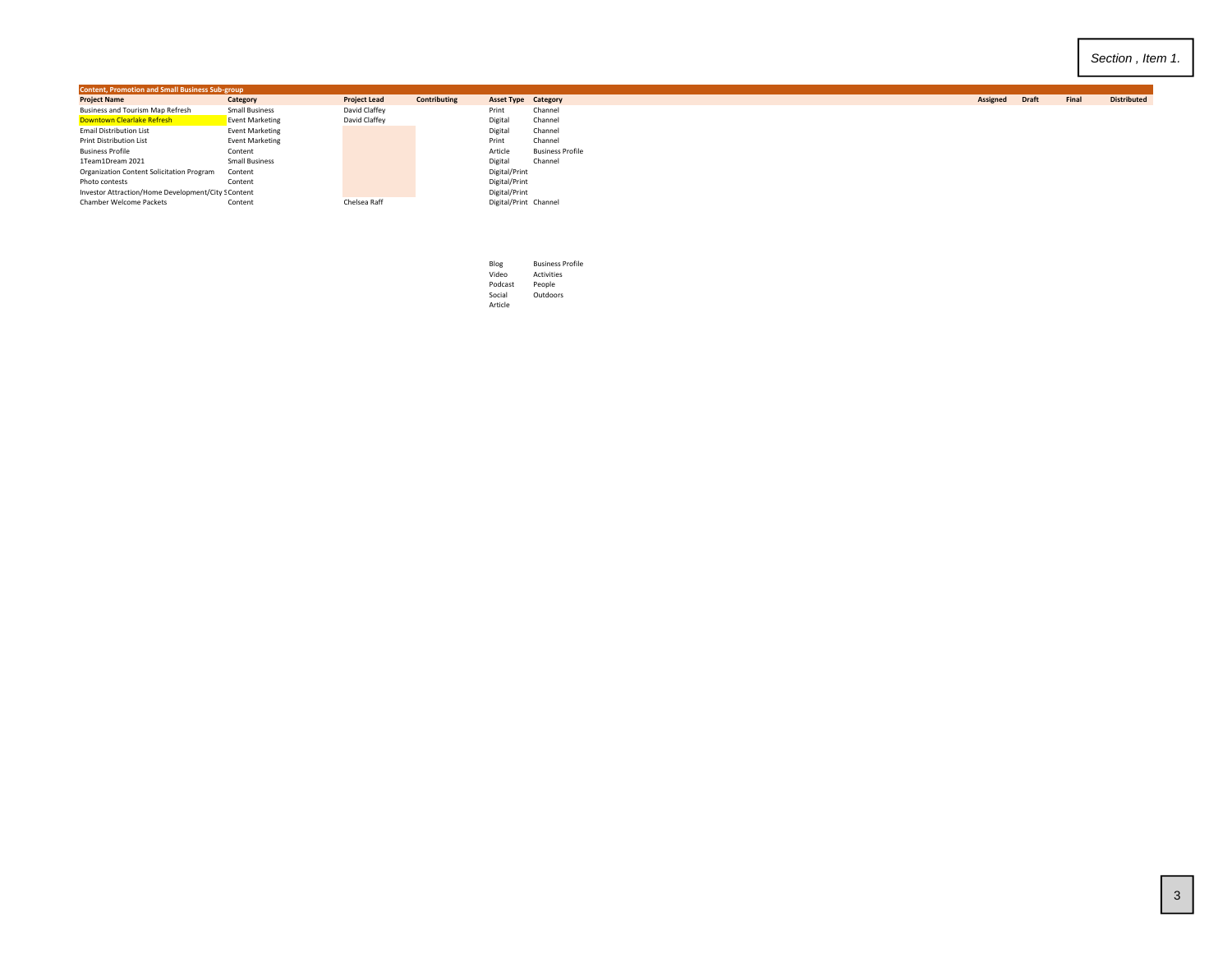Section , Item 1.

| Content, Promotion and Small Business Sub-group | | | | | | | | | |
|---|---|---|---|---|---|---|---|---|---|
| **Project Name** | **Category** | **Project Lead** | **Contributing** | **Asset Type** | **Category** | **Assigned** | **Draft** | **Final** | **Distributed** |
| Business and Tourism Map Refresh | Small Business | David Claffey | | Print | Channel | | | | |
| Downtown Clearlake Refresh | Event Marketing | David Claffey | | Digital | Channel | | | | |
| Email Distribution List | Event Marketing | | | Digital | Channel | | | | |
| Print Distribution List | Event Marketing | | | Print | Channel | | | | |
| Business Profile | Content | | | Article | Business Profile | | | | |
| 1Team1Dream 2021 | Small Business | | | Digital | Channel | | | | |
| Organization Content Solicitation Program | Content | | | Digital/Print | | | | | |
| Photo contests | Content | | | Digital/Print | | | | | |
| Investor Attraction/Home Development/City S | Content | | | Digital/Print | | | | | |
| Chamber Welcome Packets | Content | Chelsea Raff | | Digital/Print | Channel | | | | |

| | |
|---|---|
| Blog | Business Profile |
| Video | Activities |
| Podcast | People |
| Social | Outdoors |
| Article | |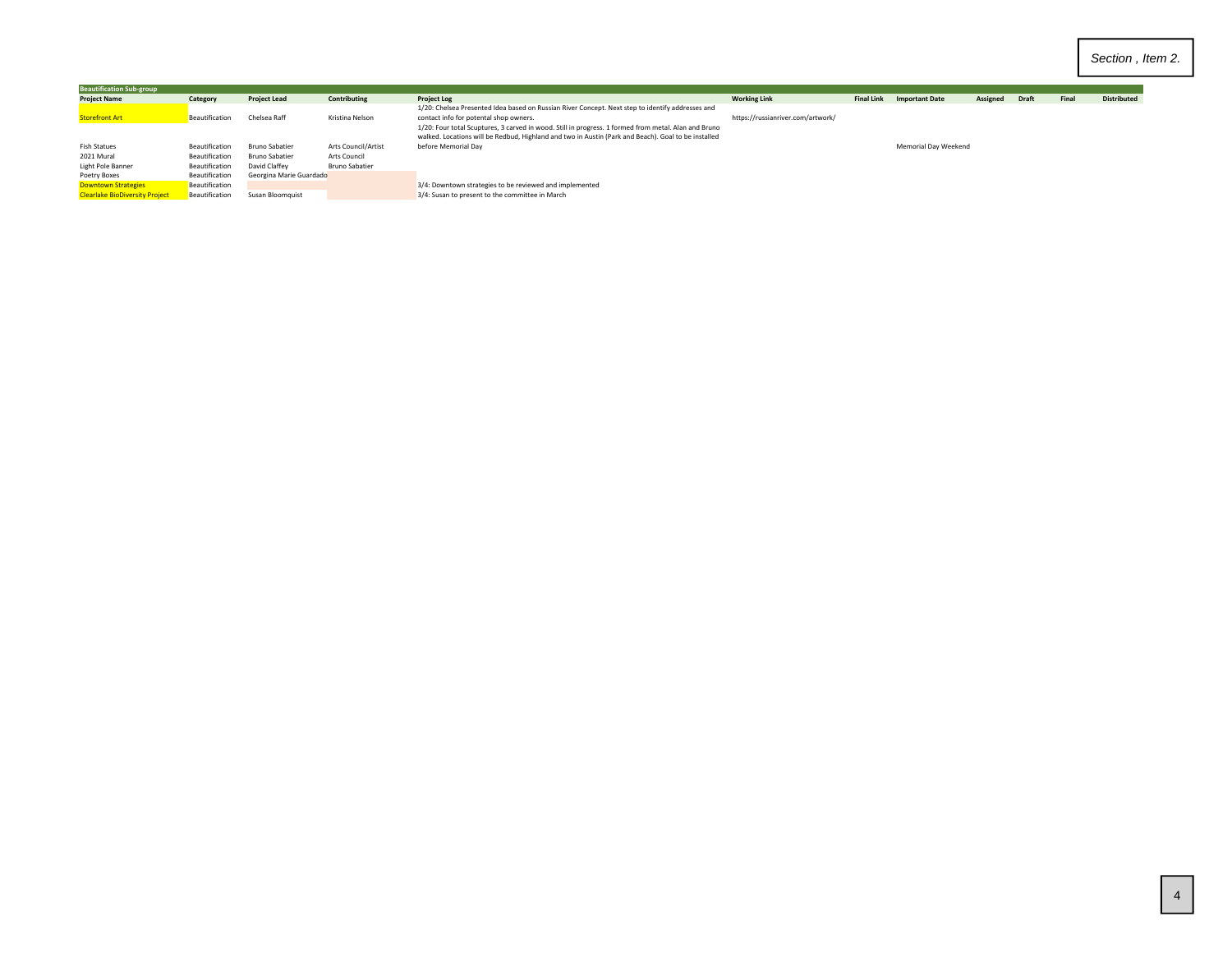| Beautification Sub-group | | | | | | | | | | | |
|---|---|---|---|---|---|---|---|---|---|---|---|
| **Project Name** | **Category** | **Project Lead** | **Contributing** | **Project Log** | **Working Link** | **Final Link** | **Important Date** | **Assigned** | **Draft** | **Final** | **Distributed** |
| Storefront Art | Beautification | Chelsea Raff | Kristina Nelson | 1/20: Chelsea Presented Idea based on Russian River Concept. Next step to identify addresses and contact info for potental shop owners. | https://russianriver.com/artwork/ | | | | | | |
| Fish Statues | Beautification | Bruno Sabatier | Arts Council/Artist | 1/20: Four total Scuptures, 3 carved in wood. Still in progress. 1 formed from metal. Alan and Bruno walked. Locations will be Redbud, Highland and two in Austin (Park and Beach). Goal to be installed before Memorial Day | | | Memorial Day Weekend | | | | |
| 2021 Mural | Beautification | Bruno Sabatier | Arts Council | | | | | | | | |
| Light Pole Banner | Beautification | David Claffey | Bruno Sabatier | | | | | | | | |
| Poetry Boxes | Beautification | Georgina Marie Guardado | | | | | | | | | |
| Downtown Strategies | Beautification | | | 3/4: Downtown strategies to be reviewed and implemented | | | | | | | |
| Clearlake BioDiversity Project | Beautification | Susan Bloomquist | | 3/4: Susan to present to the committee in March | | | | | | | |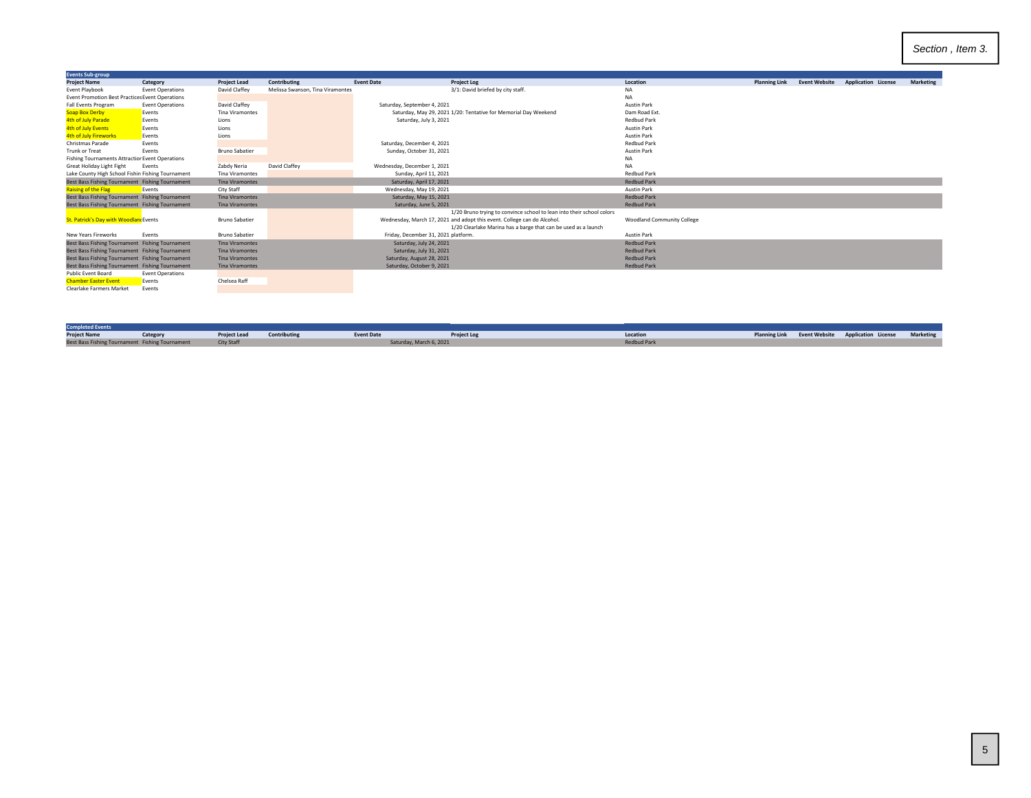Section , Item 3.

**Events Sub-group**

| Project Name | Category | Project Lead | Contributing | Event Date | Project Log | Location | Planning Link | Event Website | Application | License | Marketing |
|---|---|---|---|---|---|---|---|---|---|---|---|
| Event Playbook | Event Operations | David Claffey | Melissa Swanson, Tina Viramontes | | 3/1: David briefed by city staff. | NA | | | | | |
| Event Promotion Best Practices | Event Operations | | | | | NA | | | | | |
| Fall Events Program | Event Operations | David Claffey | | Saturday, September 4, 2021 | | Austin Park | | | | | |
| Soap Box Derby | Events | Tina Viramontes | | Saturday, May 29, 2021 | 1/20: Tentative for Memorial Day Weekend | Dam Road Ext. | | | | | |
| 4th of July Parade | Events | Lions | | Saturday, July 3, 2021 | | Redbud Park | | | | | |
| 4th of July Events | Events | Lions | | | | Austin Park | | | | | |
| 4th of July Fireworks | Events | Lions | | | | Austin Park | | | | | |
| Christmas Parade | Events | | | Saturday, December 4, 2021 | | Redbud Park | | | | | |
| Trunk or Treat | Events | Bruno Sabatier | | Sunday, October 31, 2021 | | Austin Park | | | | | |
| Fishing Tournaments Attraction | Event Operations | | | | | NA | | | | | |
| Great Holiday Light Fight | Events | Zabdy Neria | David Claffey | Wednesday, December 1, 2021 | | NA | | | | | |
| Lake County High School Fishing | Fishing Tournament | Tina Viramontes | | Sunday, April 11, 2021 | | Redbud Park | | | | | |
| Best Bass Fishing Tournament | Fishing Tournament | Tina Viramontes | | Saturday, April 17, 2021 | | Redbud Park | | | | | |
| Raising of the Flag | Events | City Staff | | Wednesday, May 19, 2021 | | Austin Park | | | | | |
| Best Bass Fishing Tournament | Fishing Tournament | Tina Viramontes | | Saturday, May 15, 2021 | | Redbud Park | | | | | |
| Best Bass Fishing Tournament | Fishing Tournament | Tina Viramontes | | Saturday, June 5, 2021 | | Redbud Park | | | | | |
| St. Patrick's Day with Woodland | Events | Bruno Sabatier | | Wednesday, March 17, 2021 | 1/20 Bruno trying to convince school to lean into their school colors and adopt this event. College can do Alcohol. | Woodland Community College | | | | | |
| New Years Fireworks | Events | Bruno Sabatier | | Friday, December 31, 2021 | 1/20 Clearlake Marina has a barge that can be used as a launch platform. | Austin Park | | | | | |
| Best Bass Fishing Tournament | Fishing Tournament | Tina Viramontes | | Saturday, July 24, 2021 | | Redbud Park | | | | | |
| Best Bass Fishing Tournament | Fishing Tournament | Tina Viramontes | | Saturday, July 31, 2021 | | Redbud Park | | | | | |
| Best Bass Fishing Tournament | Fishing Tournament | Tina Viramontes | | Saturday, August 28, 2021 | | Redbud Park | | | | | |
| Best Bass Fishing Tournament | Fishing Tournament | Tina Viramontes | | Saturday, October 9, 2021 | | Redbud Park | | | | | |
| Public Event Board | Event Operations | | | | | | | | | | |
| Chamber Easter Event | Events | Chelsea Raff | | | | | | | | | |
| Clearlake Farmers Market | Events | | | | | | | | | | |

**Completed Events**

| Project Name | Category | Project Lead | Contributing | Event Date | Project Log | Location | Planning Link | Event Website | Application | License | Marketing |
|---|---|---|---|---|---|---|---|---|---|---|---|
| Best Bass Fishing Tournament | Fishing Tournament | City Staff | | Saturday, March 6, 2021 | | Redbud Park | | | | | |